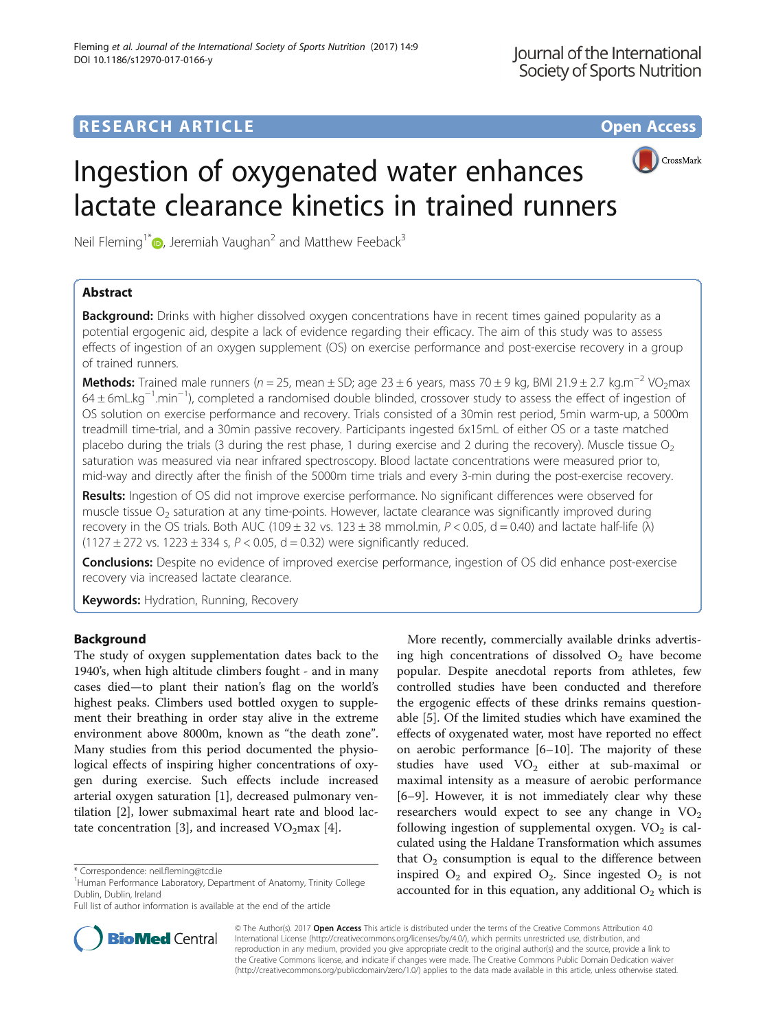**RESEARCH ARTICLE** **Open Access**

# Ingestion of oxygenated water enhances lactate clearance kinetics in trained runners

Neil Fleming[1*], Jeremiah Vaughan[2] and Matthew Feeback[3]

## Abstract

**Background:** Drinks with higher dissolved oxygen concentrations have in recent times gained popularity as a potential ergogenic aid, despite a lack of evidence regarding their efficacy. The aim of this study was to assess effects of ingestion of an oxygen supplement (OS) on exercise performance and post-exercise recovery in a group of trained runners.

**Methods:** Trained male runners ($n = 25$, mean ± SD; age 23 ± 6 years, mass 70 ± 9 kg, BMI 21.9 ± 2.7 kg.m$^{-2}$ $VO_2$max 64 ± 6mL.kg$^{-1}$.min$^{-1}$), completed a randomised double blinded, crossover study to assess the effect of ingestion of OS solution on exercise performance and recovery. Trials consisted of a 30min rest period, 5min warm-up, a 5000m treadmill time-trial, and a 30min passive recovery. Participants ingested 6x15mL of either OS or a taste matched placebo during the trials (3 during the rest phase, 1 during exercise and 2 during the recovery). Muscle tissue $O_2$ saturation was measured via near infrared spectroscopy. Blood lactate concentrations were measured prior to, mid-way and directly after the finish of the 5000m time trials and every 3-min during the post-exercise recovery.

**Results:** Ingestion of OS did not improve exercise performance. No significant differences were observed for muscle tissue $O_2$ saturation at any time-points. However, lactate clearance was significantly improved during recovery in the OS trials. Both AUC (109 ± 32 vs. 123 ± 38 mmol.min, $P < 0.05$, d = 0.40) and lactate half-life (λ) (1127 ± 272 vs. 1223 ± 334 s, $P < 0.05$, d = 0.32) were significantly reduced.

**Conclusions:** Despite no evidence of improved exercise performance, ingestion of OS did enhance post-exercise recovery via increased lactate clearance.

**Keywords:** Hydration, Running, Recovery

## Background

The study of oxygen supplementation dates back to the 1940's, when high altitude climbers fought - and in many cases died—to plant their nation's flag on the world's highest peaks. Climbers used bottled oxygen to supplement their breathing in order stay alive in the extreme environment above 8000m, known as "the death zone". Many studies from this period documented the physiological effects of inspiring higher concentrations of oxygen during exercise. Such effects include increased arterial oxygen saturation [1], decreased pulmonary ventilation [2], lower submaximal heart rate and blood lactate concentration [3], and increased $VO_2$max [4].

More recently, commercially available drinks advertising high concentrations of dissolved $O_2$ have become popular. Despite anecdotal reports from athletes, few controlled studies have been conducted and therefore the ergogenic effects of these drinks remains questionable [5]. Of the limited studies which have examined the effects of oxygenated water, most have reported no effect on aerobic performance [6–10]. The majority of these studies have used $VO_2$ either at sub-maximal or maximal intensity as a measure of aerobic performance [6–9]. However, it is not immediately clear why these researchers would expect to see any change in $VO_2$ following ingestion of supplemental oxygen. $VO_2$ is calculated using the Haldane Transformation which assumes that $O_2$ consumption is equal to the difference between inspired $O_2$ and expired $O_2$. Since ingested $O_2$ is not accounted for in this equation, any additional $O_2$ which is

\* Correspondence: neil.fleming@tcd.ie
[1]Human Performance Laboratory, Department of Anatomy, Trinity College Dublin, Dublin, Ireland
Full list of author information is available at the end of the article

© The Author(s). 2017 **Open Access** This article is distributed under the terms of the Creative Commons Attribution 4.0 International License (http://creativecommons.org/licenses/by/4.0/), which permits unrestricted use, distribution, and reproduction in any medium, provided you give appropriate credit to the original author(s) and the source, provide a link to the Creative Commons license, and indicate if changes were made. The Creative Commons Public Domain Dedication waiver (http://creativecommons.org/publicdomain/zero/1.0/) applies to the data made available in this article, unless otherwise stated.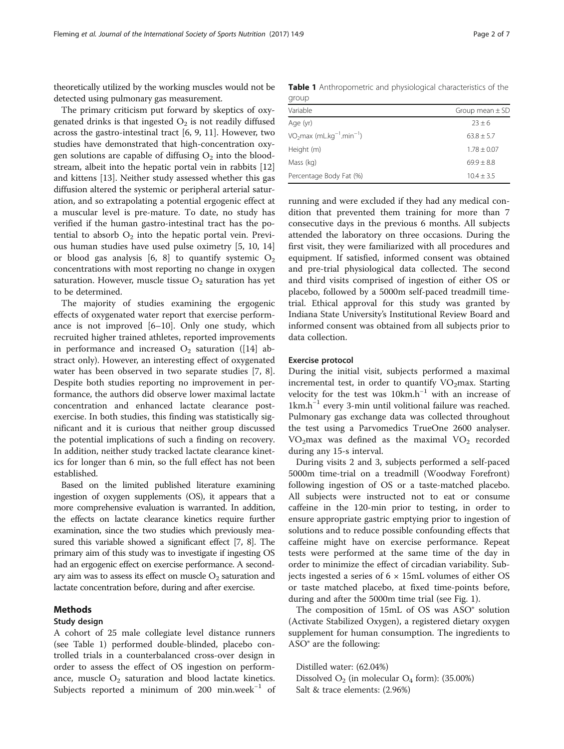theoretically utilized by the working muscles would not be detected using pulmonary gas measurement.

The primary criticism put forward by skeptics of oxygenated drinks is that ingested $O_2$ is not readily diffused across the gastro-intestinal tract [6, 9, 11]. However, two studies have demonstrated that high-concentration oxygen solutions are capable of diffusing $O_2$ into the bloodstream, albeit into the hepatic portal vein in rabbits [12] and kittens [13]. Neither study assessed whether this gas diffusion altered the systemic or peripheral arterial saturation, and so extrapolating a potential ergogenic effect at a muscular level is pre-mature. To date, no study has verified if the human gastro-intestinal tract has the potential to absorb $O_2$ into the hepatic portal vein. Previous human studies have used pulse oximetry [5, 10, 14] or blood gas analysis [6, 8] to quantify systemic $O_2$ concentrations with most reporting no change in oxygen saturation. However, muscle tissue $O_2$ saturation has yet to be determined.

The majority of studies examining the ergogenic effects of oxygenated water report that exercise performance is not improved [6–10]. Only one study, which recruited higher trained athletes, reported improvements in performance and increased $O_2$ saturation ([14] abstract only). However, an interesting effect of oxygenated water has been observed in two separate studies [7, 8]. Despite both studies reporting no improvement in performance, the authors did observe lower maximal lactate concentration and enhanced lactate clearance post-exercise. In both studies, this finding was statistically significant and it is curious that neither group discussed the potential implications of such a finding on recovery. In addition, neither study tracked lactate clearance kinetics for longer than 6 min, so the full effect has not been established.

Based on the limited published literature examining ingestion of oxygen supplements (OS), it appears that a more comprehensive evaluation is warranted. In addition, the effects on lactate clearance kinetics require further examination, since the two studies which previously measured this variable showed a significant effect [7, 8]. The primary aim of this study was to investigate if ingesting OS had an ergogenic effect on exercise performance. A secondary aim was to assess its effect on muscle $O_2$ saturation and lactate concentration before, during and after exercise.

## Methods

### Study design

A cohort of 25 male collegiate level distance runners (see Table 1) performed double-blinded, placebo controlled trials in a counterbalanced cross-over design in order to assess the effect of OS ingestion on performance, muscle $O_2$ saturation and blood lactate kinetics. Subjects reported a minimum of 200 $min.week^{-1}$ of running and were excluded if they had any medical condition that prevented them training for more than 7 consecutive days in the previous 6 months. All subjects attended the laboratory on three occasions. During the first visit, they were familiarized with all procedures and equipment. If satisfied, informed consent was obtained and pre-trial physiological data collected. The second and third visits comprised of ingestion of either OS or placebo, followed by a 5000m self-paced treadmill time-trial. Ethical approval for this study was granted by Indiana State University's Institutional Review Board and informed consent was obtained from all subjects prior to data collection.

**Table 1** Anthropometric and physiological characteristics of the group

| Variable | Group mean ± SD |
|---|---|
| Age (yr) | 23 ± 6 |
| $VO_2max$ ($mL.kg^{-1}.min^{-1}$) | 63.8 ± 5.7 |
| Height (m) | 1.78 ± 0.07 |
| Mass (kg) | 69.9 ± 8.8 |
| Percentage Body Fat (%) | 10.4 ± 3.5 |

### Exercise protocol

During the initial visit, subjects performed a maximal incremental test, in order to quantify $VO_2max$. Starting velocity for the test was $10km.h^{-1}$ with an increase of $1km.h^{-1}$ every 3-min until volitional failure was reached. Pulmonary gas exchange data was collected throughout the test using a Parvomedics TrueOne 2600 analyser. $VO_2max$ was defined as the maximal $VO_2$ recorded during any 15-s interval.

During visits 2 and 3, subjects performed a self-paced 5000m time-trial on a treadmill (Woodway Forefront) following ingestion of OS or a taste-matched placebo. All subjects were instructed not to eat or consume caffeine in the 120-min prior to testing, in order to ensure appropriate gastric emptying prior to ingestion of solutions and to reduce possible confounding effects that caffeine might have on exercise performance. Repeat tests were performed at the same time of the day in order to minimize the effect of circadian variability. Subjects ingested a series of 6 × 15mL volumes of either OS or taste matched placebo, at fixed time-points before, during and after the 5000m time trial (see Fig. 1).

The composition of 15mL of OS was ASO® solution (Activate Stabilized Oxygen), a registered dietary oxygen supplement for human consumption. The ingredients to ASO® are the following:

Distilled water: (62.04%)
Dissolved $O_2$ (in molecular $O_4$ form): (35.00%)
Salt & trace elements: (2.96%)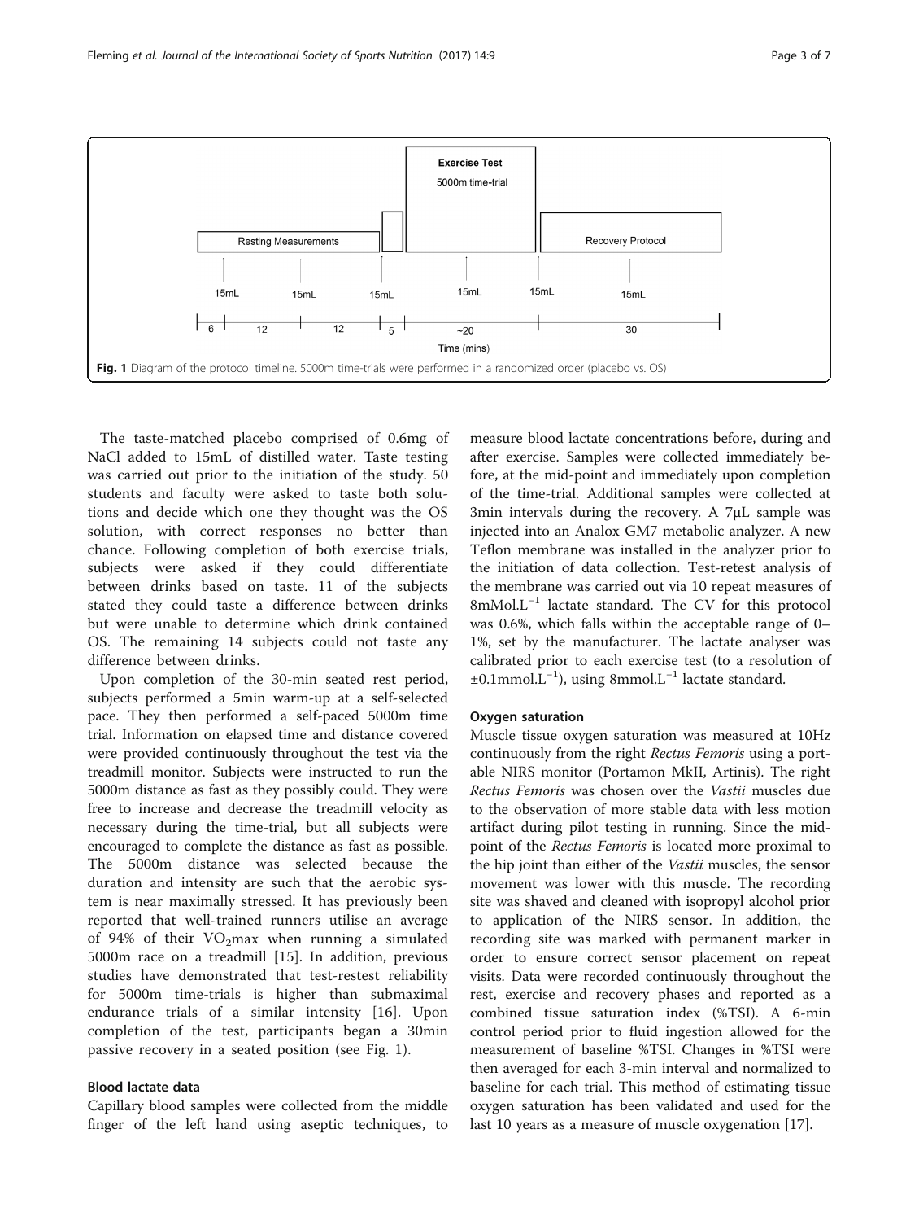Fig. 1 Diagram of the protocol timeline. 5000m time-trials were performed in a randomized order (placebo vs. OS)

The taste-matched placebo comprised of 0.6mg of NaCl added to 15mL of distilled water. Taste testing was carried out prior to the initiation of the study. 50 students and faculty were asked to taste both solutions and decide which one they thought was the OS solution, with correct responses no better than chance. Following completion of both exercise trials, subjects were asked if they could differentiate between drinks based on taste. 11 of the subjects stated they could taste a difference between drinks but were unable to determine which drink contained OS. The remaining 14 subjects could not taste any difference between drinks.

Upon completion of the 30-min seated rest period, subjects performed a 5min warm-up at a self-selected pace. They then performed a self-paced 5000m time trial. Information on elapsed time and distance covered were provided continuously throughout the test via the treadmill monitor. Subjects were instructed to run the 5000m distance as fast as they possibly could. They were free to increase and decrease the treadmill velocity as necessary during the time-trial, but all subjects were encouraged to complete the distance as fast as possible. The 5000m distance was selected because the duration and intensity are such that the aerobic system is near maximally stressed. It has previously been reported that well-trained runners utilise an average of 94% of their $VO_2$max when running a simulated 5000m race on a treadmill [15]. In addition, previous studies have demonstrated that test-restest reliability for 5000m time-trials is higher than submaximal endurance trials of a similar intensity [16]. Upon completion of the test, participants began a 30min passive recovery in a seated position (see Fig. 1).

### Blood lactate data

Capillary blood samples were collected from the middle finger of the left hand using aseptic techniques, to measure blood lactate concentrations before, during and after exercise. Samples were collected immediately before, at the mid-point and immediately upon completion of the time-trial. Additional samples were collected at 3min intervals during the recovery. A 7μL sample was injected into an Analox GM7 metabolic analyzer. A new Teflon membrane was installed in the analyzer prior to the initiation of data collection. Test-retest analysis of the membrane was carried out via 10 repeat measures of $8\text{mMol.L}^{-1}$ lactate standard. The CV for this protocol was 0.6%, which falls within the acceptable range of 0–1%, set by the manufacturer. The lactate analyser was calibrated prior to each exercise test (to a resolution of $\pm 0.1\text{mmol.L}^{-1}$), using $8\text{mmol.L}^{-1}$ lactate standard.

### Oxygen saturation

Muscle tissue oxygen saturation was measured at 10Hz continuously from the right *Rectus Femoris* using a portable NIRS monitor (Portamon MkII, Artinis). The right *Rectus Femoris* was chosen over the *Vastii* muscles due to the observation of more stable data with less motion artifact during pilot testing in running. Since the midpoint of the *Rectus Femoris* is located more proximal to the hip joint than either of the *Vastii* muscles, the sensor movement was lower with this muscle. The recording site was shaved and cleaned with isopropyl alcohol prior to application of the NIRS sensor. In addition, the recording site was marked with permanent marker in order to ensure correct sensor placement on repeat visits. Data were recorded continuously throughout the rest, exercise and recovery phases and reported as a combined tissue saturation index (%TSI). A 6-min control period prior to fluid ingestion allowed for the measurement of baseline %TSI. Changes in %TSI were then averaged for each 3-min interval and normalized to baseline for each trial. This method of estimating tissue oxygen saturation has been validated and used for the last 10 years as a measure of muscle oxygenation [17].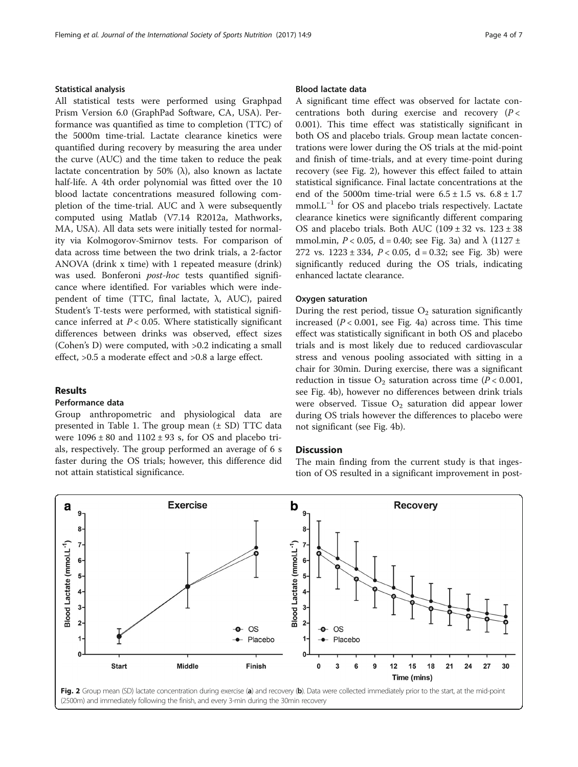#### Statistical analysis

All statistical tests were performed using Graphpad Prism Version 6.0 (GraphPad Software, CA, USA). Performance was quantified as time to completion (TTC) of the 5000m time-trial. Lactate clearance kinetics were quantified during recovery by measuring the area under the curve (AUC) and the time taken to reduce the peak lactate concentration by 50% (λ), also known as lactate half-life. A 4th order polynomial was fitted over the 10 blood lactate concentrations measured following completion of the time-trial. AUC and λ were subsequently computed using Matlab (V7.14 R2012a, Mathworks, MA, USA). All data sets were initially tested for normality via Kolmogorov-Smirnov tests. For comparison of data across time between the two drink trials, a 2-factor ANOVA (drink x time) with 1 repeated measure (drink) was used. Bonferoni *post-hoc* tests quantified significance where identified. For variables which were independent of time (TTC, final lactate, λ, AUC), paired Student's T-tests were performed, with statistical significance inferred at $P < 0.05$. Where statistically significant differences between drinks was observed, effect sizes (Cohen's D) were computed, with >0.2 indicating a small effect, >0.5 a moderate effect and >0.8 a large effect.

## Results

#### Performance data

Group anthropometric and physiological data are presented in Table 1. The group mean (± SD) TTC data were 1096 ± 80 and 1102 ± 93 s, for OS and placebo trials, respectively. The group performed an average of 6 s faster during the OS trials; however, this difference did not attain statistical significance.

#### Blood lactate data

A significant time effect was observed for lactate concentrations both during exercise and recovery ($P < 0.001$). This time effect was statistically significant in both OS and placebo trials. Group mean lactate concentrations were lower during the OS trials at the mid-point and finish of time-trials, and at every time-point during recovery (see Fig. 2), however this effect failed to attain statistical significance. Final lactate concentrations at the end of the 5000m time-trial were 6.5 ± 1.5 vs. 6.8 ± 1.7 $\text{mmol.L}^{-1}$ for OS and placebo trials respectively. Lactate clearance kinetics were significantly different comparing OS and placebo trials. Both AUC (109 ± 32 vs. 123 ± 38 mmol.min, $P < 0.05$, d = 0.40; see Fig. 3a) and λ (1127 ± 272 vs. 1223 ± 334, $P < 0.05$, d = 0.32; see Fig. 3b) were significantly reduced during the OS trials, indicating enhanced lactate clearance.

#### Oxygen saturation

During the rest period, tissue $O_2$ saturation significantly increased ($P < 0.001$, see Fig. 4a) across time. This time effect was statistically significant in both OS and placebo trials and is most likely due to reduced cardiovascular stress and venous pooling associated with sitting in a chair for 30min. During exercise, there was a significant reduction in tissue $O_2$ saturation across time ($P < 0.001$, see Fig. 4b), however no differences between drink trials were observed. Tissue $O_2$ saturation did appear lower during OS trials however the differences to placebo were not significant (see Fig. 4b).

## Discussion

The main finding from the current study is that ingestion of OS resulted in a significant improvement in post-

**Fig. 2** Group mean (SD) lactate concentration during exercise (**a**) and recovery (**b**). Data were collected immediately prior to the start, at the mid-point (2500m) and immediately following the finish, and every 3-min during the 30min recovery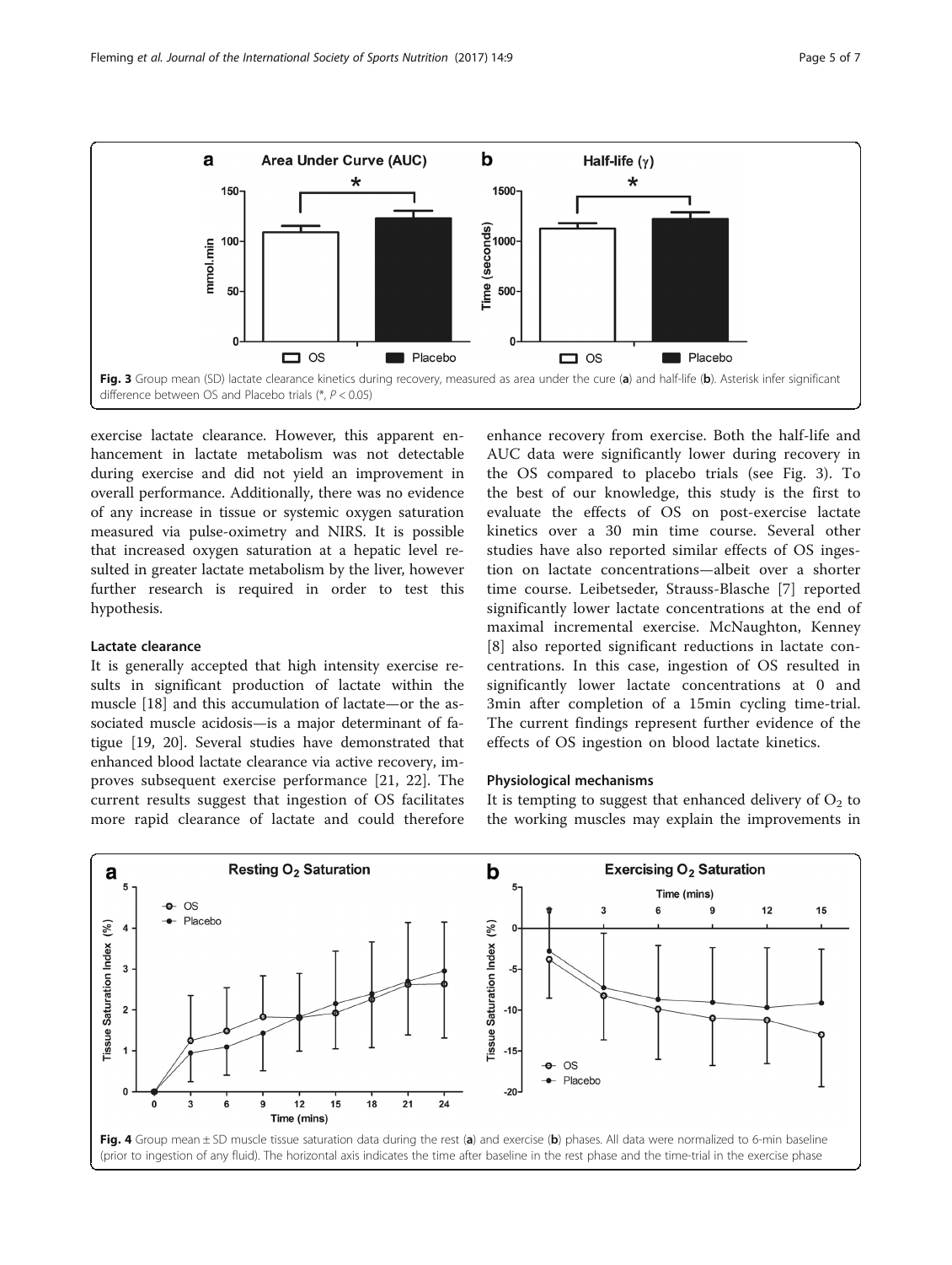Fig. 3 Group mean (SD) lactate clearance kinetics during recovery, measured as area under the cure (**a**) and half-life (**b**). Asterisk infer significant difference between OS and Placebo trials (*, $P < 0.05$)

exercise lactate clearance. However, this apparent enhancement in lactate metabolism was not detectable during exercise and did not yield an improvement in overall performance. Additionally, there was no evidence of any increase in tissue or systemic oxygen saturation measured via pulse-oximetry and NIRS. It is possible that increased oxygen saturation at a hepatic level resulted in greater lactate metabolism by the liver, however further research is required in order to test this hypothesis.

### Lactate clearance

It is generally accepted that high intensity exercise results in significant production of lactate within the muscle [18] and this accumulation of lactate—or the associated muscle acidosis—is a major determinant of fatigue [19, 20]. Several studies have demonstrated that enhanced blood lactate clearance via active recovery, improves subsequent exercise performance [21, 22]. The current results suggest that ingestion of OS facilitates more rapid clearance of lactate and could therefore enhance recovery from exercise. Both the half-life and AUC data were significantly lower during recovery in the OS compared to placebo trials (see Fig. 3). To the best of our knowledge, this study is the first to evaluate the effects of OS on post-exercise lactate kinetics over a 30 min time course. Several other studies have also reported similar effects of OS ingestion on lactate concentrations—albeit over a shorter time course. Leibetseder, Strauss-Blasche [7] reported significantly lower lactate concentrations at the end of maximal incremental exercise. McNaughton, Kenney [8] also reported significant reductions in lactate concentrations. In this case, ingestion of OS resulted in significantly lower lactate concentrations at 0 and 3min after completion of a 15min cycling time-trial. The current findings represent further evidence of the effects of OS ingestion on blood lactate kinetics.

### Physiological mechanisms

It is tempting to suggest that enhanced delivery of $O_2$ to the working muscles may explain the improvements in

Fig. 4 Group mean ± SD muscle tissue saturation data during the rest (**a**) and exercise (**b**) phases. All data were normalized to 6-min baseline (prior to ingestion of any fluid). The horizontal axis indicates the time after baseline in the rest phase and the time-trial in the exercise phase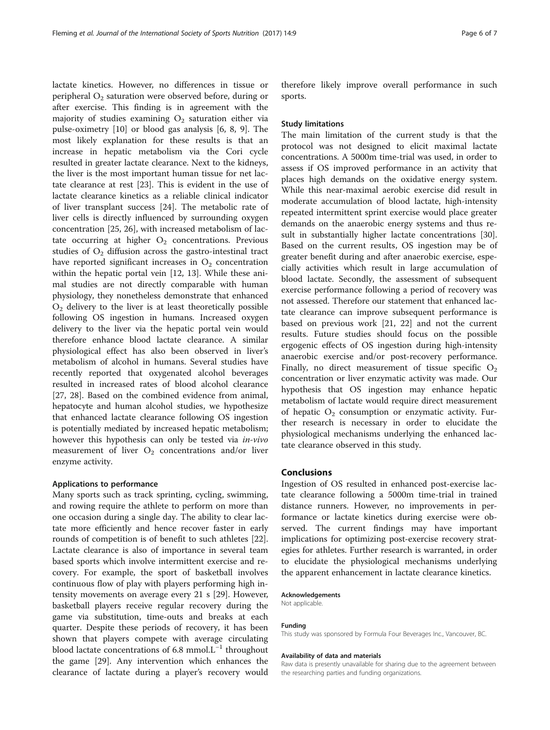lactate kinetics. However, no differences in tissue or peripheral $O_2$ saturation were observed before, during or after exercise. This finding is in agreement with the majority of studies examining $O_2$ saturation either via pulse-oximetry [10] or blood gas analysis [6, 8, 9]. The most likely explanation for these results is that an increase in hepatic metabolism via the Cori cycle resulted in greater lactate clearance. Next to the kidneys, the liver is the most important human tissue for net lactate clearance at rest [23]. This is evident in the use of lactate clearance kinetics as a reliable clinical indicator of liver transplant success [24]. The metabolic rate of liver cells is directly influenced by surrounding oxygen concentration [25, 26], with increased metabolism of lactate occurring at higher $O_2$ concentrations. Previous studies of $O_2$ diffusion across the gastro-intestinal tract have reported significant increases in $O_2$ concentration within the hepatic portal vein [12, 13]. While these animal studies are not directly comparable with human physiology, they nonetheless demonstrate that enhanced $O_2$ delivery to the liver is at least theoretically possible following OS ingestion in humans. Increased oxygen delivery to the liver via the hepatic portal vein would therefore enhance blood lactate clearance. A similar physiological effect has also been observed in liver's metabolism of alcohol in humans. Several studies have recently reported that oxygenated alcohol beverages resulted in increased rates of blood alcohol clearance [27, 28]. Based on the combined evidence from animal, hepatocyte and human alcohol studies, we hypothesize that enhanced lactate clearance following OS ingestion is potentially mediated by increased hepatic metabolism; however this hypothesis can only be tested via *in-vivo* measurement of liver $O_2$ concentrations and/or liver enzyme activity.

### Applications to performance

Many sports such as track sprinting, cycling, swimming, and rowing require the athlete to perform on more than one occasion during a single day. The ability to clear lactate more efficiently and hence recover faster in early rounds of competition is of benefit to such athletes [22]. Lactate clearance is also of importance in several team based sports which involve intermittent exercise and recovery. For example, the sport of basketball involves continuous flow of play with players performing high intensity movements on average every 21 s [29]. However, basketball players receive regular recovery during the game via substitution, time-outs and breaks at each quarter. Despite these periods of recovery, it has been shown that players compete with average circulating blood lactate concentrations of 6.8 $mmol.L^{-1}$ throughout the game [29]. Any intervention which enhances the clearance of lactate during a player's recovery would therefore likely improve overall performance in such sports.

### Study limitations

The main limitation of the current study is that the protocol was not designed to elicit maximal lactate concentrations. A 5000m time-trial was used, in order to assess if OS improved performance in an activity that places high demands on the oxidative energy system. While this near-maximal aerobic exercise did result in moderate accumulation of blood lactate, high-intensity repeated intermittent sprint exercise would place greater demands on the anaerobic energy systems and thus result in substantially higher lactate concentrations [30]. Based on the current results, OS ingestion may be of greater benefit during and after anaerobic exercise, especially activities which result in large accumulation of blood lactate. Secondly, the assessment of subsequent exercise performance following a period of recovery was not assessed. Therefore our statement that enhanced lactate clearance can improve subsequent performance is based on previous work [21, 22] and not the current results. Future studies should focus on the possible ergogenic effects of OS ingestion during high-intensity anaerobic exercise and/or post-recovery performance. Finally, no direct measurement of tissue specific $O_2$ concentration or liver enzymatic activity was made. Our hypothesis that OS ingestion may enhance hepatic metabolism of lactate would require direct measurement of hepatic $O_2$ consumption or enzymatic activity. Further research is necessary in order to elucidate the physiological mechanisms underlying the enhanced lactate clearance observed in this study.

## Conclusions

Ingestion of OS resulted in enhanced post-exercise lactate clearance following a 5000m time-trial in trained distance runners. However, no improvements in performance or lactate kinetics during exercise were observed. The current findings may have important implications for optimizing post-exercise recovery strategies for athletes. Further research is warranted, in order to elucidate the physiological mechanisms underlying the apparent enhancement in lactate clearance kinetics.

#### Acknowledgements

Not applicable.

#### Funding

This study was sponsored by Formula Four Beverages Inc., Vancouver, BC.

#### Availability of data and materials

Raw data is presently unavailable for sharing due to the agreement between the researching parties and funding organizations.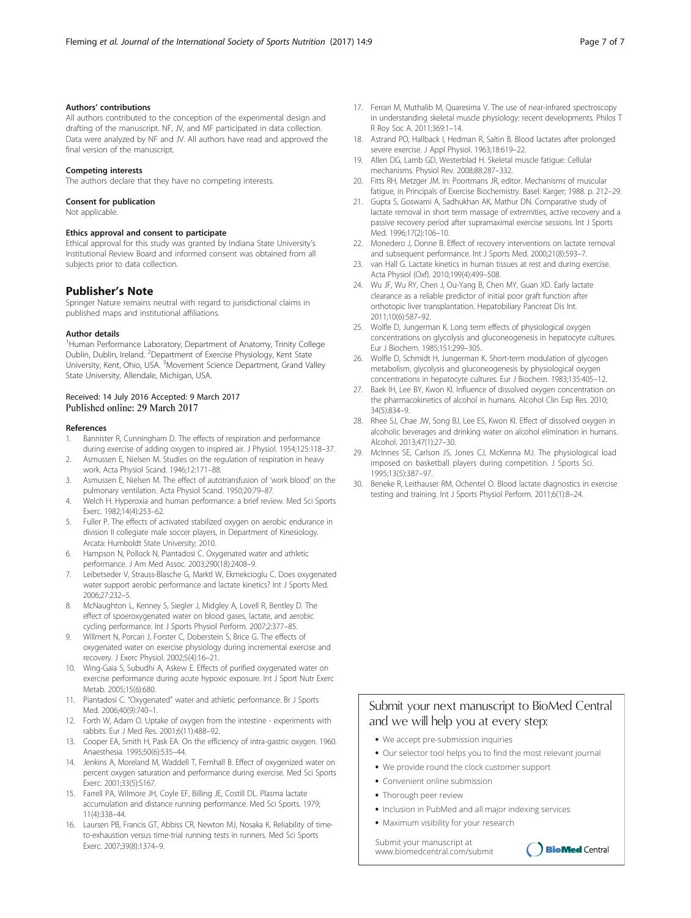#### Authors' contributions

All authors contributed to the conception of the experimental design and drafting of the manuscript. NF, JV, and MF participated in data collection. Data were analyzed by NF and JV. All authors have read and approved the final version of the manuscript.

#### Competing interests

The authors declare that they have no competing interests.

#### Consent for publication

Not applicable.

#### Ethics approval and consent to participate

Ethical approval for this study was granted by Indiana State University's Institutional Review Board and informed consent was obtained from all subjects prior to data collection.

## Publisher's Note

Springer Nature remains neutral with regard to jurisdictional claims in published maps and institutional affiliations.

#### Author details

[1]Human Performance Laboratory, Department of Anatomy, Trinity College Dublin, Dublin, Ireland. [2]Department of Exercise Physiology, Kent State University, Kent, Ohio, USA. [3]Movement Science Department, Grand Valley State University, Allendale, Michigan, USA.

Received: 14 July 2016 Accepted: 9 March 2017
Published online: 29 March 2017

#### References

1. Bannister R, Cunningham D. The effects of respiration and performance during exercise of adding oxygen to inspired air. J Physiol. 1954;125:118–37.
2. Asmussen E, Nielsen M. Studies on the regulation of respiration in heavy work. Acta Physiol Scand. 1946;12:171–88.
3. Asmussen E, Nielsen M. The effect of autotransfusion of 'work blood' on the pulmonary ventilation. Acta Physiol Scand. 1950;20:79–87.
4. Welch H. Hyperoxia and human performance: a brief review. Med Sci Sports Exerc. 1982;14(4):253–62.
5. Fuller P. The effects of activated stabilized oxygen on aerobic endurance in division II collegiate male soccer players, in Department of Kinesiology. Arcata: Humboldt State University; 2010.
6. Hampson N, Pollock N, Piantadosi C. Oxygenated water and athletic performance. J Am Med Assoc. 2003;290(18):2408–9.
7. Leibetseder V, Strauss-Blasche G, Marktl W, Ekmekcioglu C. Does oxygenated water support aerobic performance and lactate kinetics? Int J Sports Med. 2006;27:232–5.
8. McNaughton L, Kenney S, Siegler J, Midgley A, Lovell R, Bentley D. The effect of spoeroxygenated water on blood gases, lactate, and aerobic cycling performance. Int J Sports Physiol Perform. 2007;2:377–85.
9. Willmert N, Porcari J, Forster C, Doberstein S, Brice G. The effects of oxygenated water on exercise physiology during incremental exercise and recovery. J Exerc Physiol. 2002;5(4):16–21.
10. Wing-Gaia S, Subudhi A, Askew E. Effects of purified oxygenated water on exercise performance during acute hypoxic exposure. Int J Sport Nutr Exerc Metab. 2005;15(6):680.
11. Piantadosi C. "Oxygenated" water and athletic performance. Br J Sports Med. 2006;40(9):740–1.
12. Forth W, Adam O. Uptake of oxygen from the intestine - experiments with rabbits. Eur J Med Res. 2001;6(11):488–92.
13. Cooper EA, Smith H, Pask EA. On the efficiency of intra-gastric oxygen. 1960. Anaesthesia. 1995;50(6):535–44.
14. Jenkins A, Moreland M, Waddell T, Fernhall B. Effect of oxygenized water on percent oxygen saturation and performance during exercise. Med Sci Sports Exerc. 2001;33(5):S167.
15. Farrell PA, Wilmore JH, Coyle EF, Billing JE, Costill DL. Plasma lactate accumulation and distance running performance. Med Sci Sports. 1979; 11(4):338–44.
16. Laursen PB, Francis GT, Abbiss CR, Newton MJ, Nosaka K. Reliability of time-to-exhaustion versus time-trial running tests in runners. Med Sci Sports Exerc. 2007;39(8):1374–9.
17. Ferrari M, Muthalib M, Quaresima V. The use of near-infrared spectroscopy in understanding skeletal muscle physiology: recent developments. Philos T R Roy Soc A. 2011;369:1–14.
18. Astrand PO, Hallback I, Hedman R, Saltin B. Blood lactates after prolonged severe exercise. J Appl Physiol. 1963;18:619–22.
19. Allen DG, Lamb GD, Westerblad H. Skeletal muscle fatigue: Cellular mechanisms. Physiol Rev. 2008;88:287–332.
20. Fitts RH, Metzger JM. In: Poortmans JR, editor. Mechanisms of muscular fatigue, in Principals of Exercise Biochemistry. Basel: Karger; 1988. p. 212–29.
21. Gupta S, Goswami A, Sadhukhan AK, Mathur DN. Comparative study of lactate removal in short term massage of extremities, active recovery and a passive recovery period after supramaximal exercise sessions. Int J Sports Med. 1996;17(2):106–10.
22. Monedero J, Donne B. Effect of recovery interventions on lactate removal and subsequent performance. Int J Sports Med. 2000;21(8):593–7.
23. van Hall G. Lactate kinetics in human tissues at rest and during exercise. Acta Physiol (Oxf). 2010;199(4):499–508.
24. Wu JF, Wu RY, Chen J, Ou-Yang B, Chen MY, Guan XD. Early lactate clearance as a reliable predictor of initial poor graft function after orthotopic liver transplantation. Hepatobiliary Pancreat Dis Int. 2011;10(6):587–92.
25. Wolfle D, Jungerman K. Long term effects of physiological oxygen concentrations on glycolysis and gluconeogenesis in hepatocyte cultures. Eur J Biochem. 1985;151:299–305.
26. Wolfle D, Schmidt H, Jungerman K. Short-term modulation of glycogen metabolism, glycolysis and gluconeogenesis by physiological oxygen concentrations in hepatocyte cultures. Eur J Biochem. 1983;135:405–12.
27. Baek IH, Lee BY, Kwon KI. Influence of dissolved oxygen concentration on the pharmacokinetics of alcohol in humans. Alcohol Clin Exp Res. 2010; 34(5):834–9.
28. Rhee SJ, Chae JW, Song BJ, Lee ES, Kwon KI. Effect of dissolved oxygen in alcoholic beverages and drinking water on alcohol elimination in humans. Alcohol. 2013;47(1):27–30.
29. McInnes SE, Carlson JS, Jones CJ, McKenna MJ. The physiological load imposed on basketball players during competition. J Sports Sci. 1995;13(5):387–97.
30. Beneke R, Leithauser RM, Ochentel O. Blood lactate diagnostics in exercise testing and training. Int J Sports Physiol Perform. 2011;6(1):8–24.

Submit your next manuscript to BioMed Central and we will help you at every step:

- We accept pre-submission inquiries
- Our selector tool helps you to find the most relevant journal
- We provide round the clock customer support
- Convenient online submission
- Thorough peer review
- Inclusion in PubMed and all major indexing services
- Maximum visibility for your research

Submit your manuscript at
www.biomedcentral.com/submit

BioMed Central